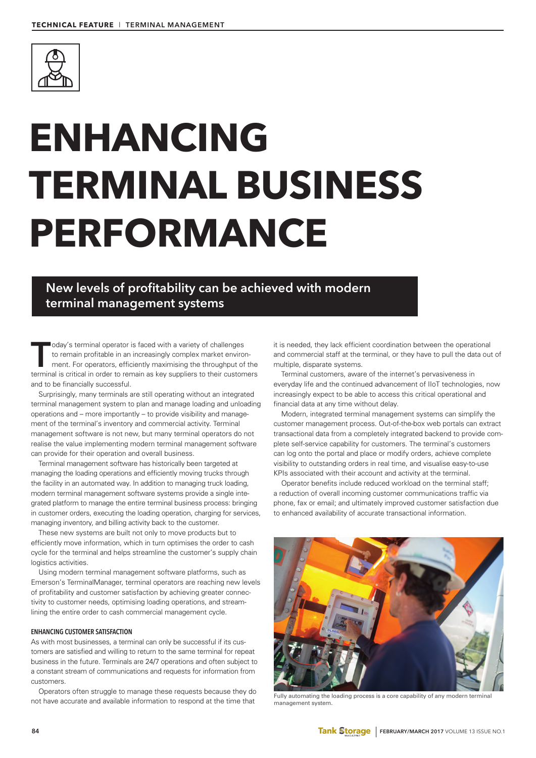# ENHANCING TERMINAL BUSINESS PERFORMANCE

## New levels of profitability can be achieved with modern terminal management systems

Today's terminal operator is faced with a variety of challenges to remain profitable in an increasingly complex market environment. For operators, efficiently maximising the throughput of the terminal is critical in order to remain as key suppliers to their customers and to be financially successful.

Surprisingly, many terminals are still operating without an integrated terminal management system to plan and manage loading and unloading operations and – more importantly – to provide visibility and management of the terminal's inventory and commercial activity. Terminal management software is not new, but many terminal operators do not realise the value implementing modern terminal management software can provide for their operation and overall business.

Terminal management software has historically been targeted at managing the loading operations and efficiently moving trucks through the facility in an automated way. In addition to managing truck loading, modern terminal management software systems provide a single integrated platform to manage the entire terminal business process: bringing in customer orders, executing the loading operation, charging for services, managing inventory, and billing activity back to the customer.

These new systems are built not only to move products but to efficiently move information, which in turn optimises the order to cash cycle for the terminal and helps streamline the customer's supply chain logistics activities.

Using modern terminal management software platforms, such as Emerson's TerminalManager, terminal operators are reaching new levels of profitability and customer satisfaction by achieving greater connectivity to customer needs, optimising loading operations, and streamlining the entire order to cash commercial management cycle.

### ENHANCING CUSTOMER SATISFACTION

As with most businesses, a terminal can only be successful if its customers are satisfied and willing to return to the same terminal for repeat business in the future. Terminals are 24/7 operations and often subject to a constant stream of communications and requests for information from customers.

Operators often struggle to manage these requests because they do not have accurate and available information to respond at the time that it is needed, they lack efficient coordination between the operational and commercial staff at the terminal, or they have to pull the data out of multiple, disparate systems.

Terminal customers, aware of the internet's pervasiveness in everyday life and the continued advancement of IIoT technologies, now increasingly expect to be able to access this critical operational and financial data at any time without delay.

Modern, integrated terminal management systems can simplify the customer management process. Out-of-the-box web portals can extract transactional data from a completely integrated backend to provide complete self-service capability for customers. The terminal's customers can log onto the portal and place or modify orders, achieve complete visibility to outstanding orders in real time, and visualise easy-to-use KPIs associated with their account and activity at the terminal.

Operator benefits include reduced workload on the terminal staff; a reduction of overall incoming customer communications traffic via phone, fax or email; and ultimately improved customer satisfaction due to enhanced availability of accurate transactional information.

Fully automating the loading process is a core capability of any modern terminal management system.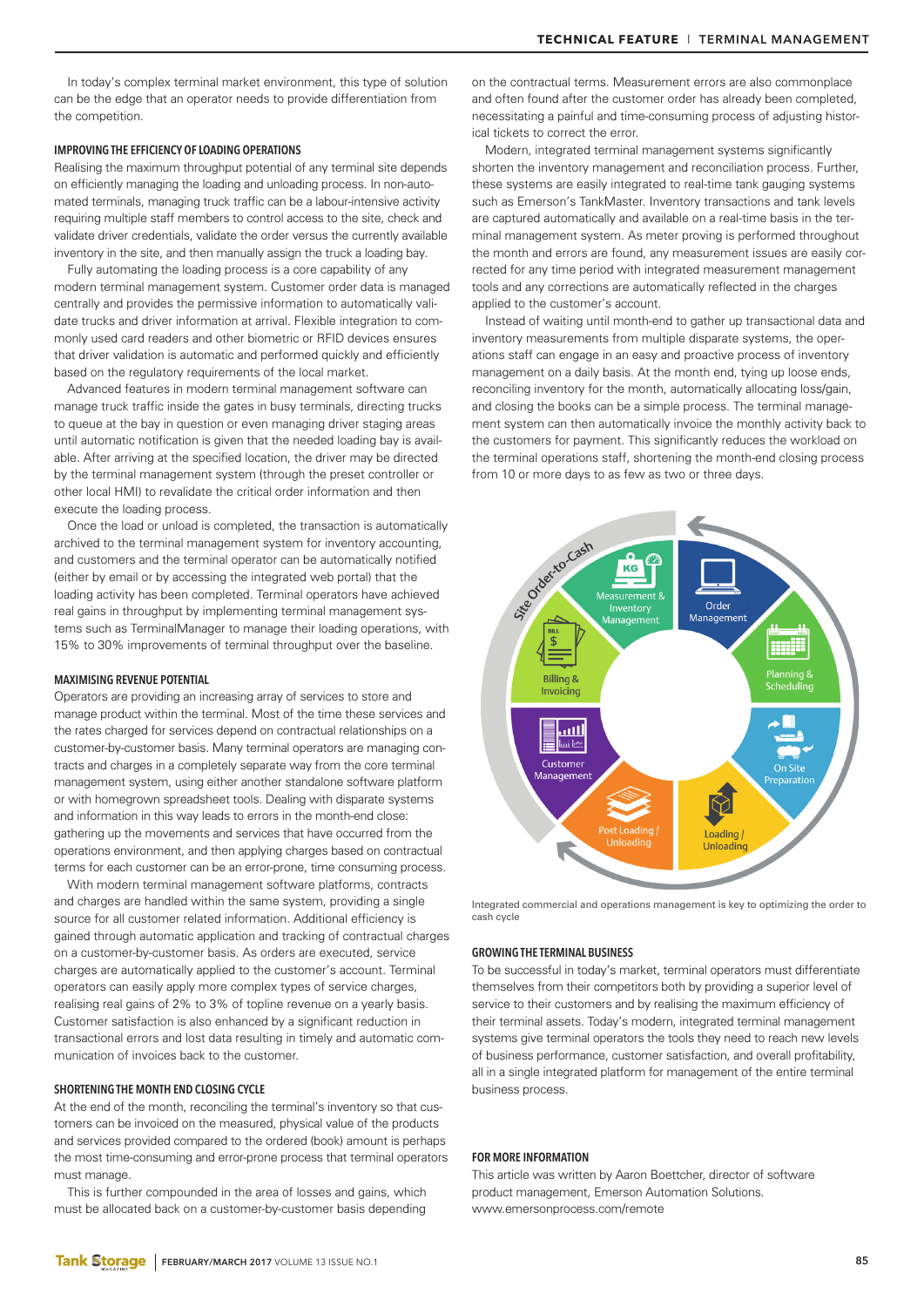In today's complex terminal market environment, this type of solution can be the edge that an operator needs to provide differentiation from the competition.

## IMPROVING THE EFFICIENCY OF LOADING OPERATIONS

Realising the maximum throughput potential of any terminal site depends on efficiently managing the loading and unloading process. In non-automated terminals, managing truck traffic can be a labour-intensive activity requiring multiple staff members to control access to the site, check and validate driver credentials, validate the order versus the currently available inventory in the site, and then manually assign the truck a loading bay.

Fully automating the loading process is a core capability of any modern terminal management system. Customer order data is managed centrally and provides the permissive information to automatically validate trucks and driver information at arrival. Flexible integration to commonly used card readers and other biometric or RFID devices ensures that driver validation is automatic and performed quickly and efficiently based on the regulatory requirements of the local market.

Advanced features in modern terminal management software can manage truck traffic inside the gates in busy terminals, directing trucks to queue at the bay in question or even managing driver staging areas until automatic notification is given that the needed loading bay is available. After arriving at the specified location, the driver may be directed by the terminal management system (through the preset controller or other local HMI) to revalidate the critical order information and then execute the loading process.

Once the load or unload is completed, the transaction is automatically archived to the terminal management system for inventory accounting, and customers and the terminal operator can be automatically notified (either by email or by accessing the integrated web portal) that the loading activity has been completed. Terminal operators have achieved real gains in throughput by implementing terminal management systems such as TerminalManager to manage their loading operations, with 15% to 30% improvements of terminal throughput over the baseline.

## MAXIMISING REVENUE POTENTIAL

Operators are providing an increasing array of services to store and manage product within the terminal. Most of the time these services and the rates charged for services depend on contractual relationships on a customer-by-customer basis. Many terminal operators are managing contracts and charges in a completely separate way from the core terminal management system, using either another standalone software platform or with homegrown spreadsheet tools. Dealing with disparate systems and information in this way leads to errors in the month-end close: gathering up the movements and services that have occurred from the operations environment, and then applying charges based on contractual terms for each customer can be an error-prone, time consuming process.

With modern terminal management software platforms, contracts and charges are handled within the same system, providing a single source for all customer related information. Additional efficiency is gained through automatic application and tracking of contractual charges on a customer-by-customer basis. As orders are executed, service charges are automatically applied to the customer's account. Terminal operators can easily apply more complex types of service charges, realising real gains of 2% to 3% of topline revenue on a yearly basis. Customer satisfaction is also enhanced by a significant reduction in transactional errors and lost data resulting in timely and automatic communication of invoices back to the customer.

## SHORTENING THE MONTH END CLOSING CYCLE

At the end of the month, reconciling the terminal's inventory so that customers can be invoiced on the measured, physical value of the products and services provided compared to the ordered (book) amount is perhaps the most time-consuming and error-prone process that terminal operators must manage.

This is further compounded in the area of losses and gains, which must be allocated back on a customer-by-customer basis depending on the contractual terms. Measurement errors are also commonplace and often found after the customer order has already been completed, necessitating a painful and time-consuming process of adjusting historical tickets to correct the error.

Modern, integrated terminal management systems significantly shorten the inventory management and reconciliation process. Further, these systems are easily integrated to real-time tank gauging systems such as Emerson's TankMaster. Inventory transactions and tank levels are captured automatically and available on a real-time basis in the terminal management system. As meter proving is performed throughout the month and errors are found, any measurement issues are easily corrected for any time period with integrated measurement management tools and any corrections are automatically reflected in the charges applied to the customer's account.

Instead of waiting until month-end to gather up transactional data and inventory measurements from multiple disparate systems, the operations staff can engage in an easy and proactive process of inventory management on a daily basis. At the month end, tying up loose ends, reconciling inventory for the month, automatically allocating loss/gain, and closing the books can be a simple process. The terminal management system can then automatically invoice the monthly activity back to the customers for payment. This significantly reduces the workload on the terminal operations staff, shortening the month-end closing process from 10 or more days to as few as two or three days.

Site Order-to-Cash

Measurement & Inventory Management

Order Management

Planning & Scheduling

On Site Preparation

Loading / Unloading

Post Loading / Unloading

Customer Management

Billing & Invoicing

Integrated commercial and operations management is key to optimizing the order to cash cycle

## GROWING THE TERMINAL BUSINESS

To be successful in today's market, terminal operators must differentiate themselves from their competitors both by providing a superior level of service to their customers and by realising the maximum efficiency of their terminal assets. Today's modern, integrated terminal management systems give terminal operators the tools they need to reach new levels of business performance, customer satisfaction, and overall profitability, all in a single integrated platform for management of the entire terminal business process.

## FOR MORE INFORMATION

This article was written by Aaron Boettcher, director of software product management, Emerson Automation Solutions.
www.emersonprocess.com/remote